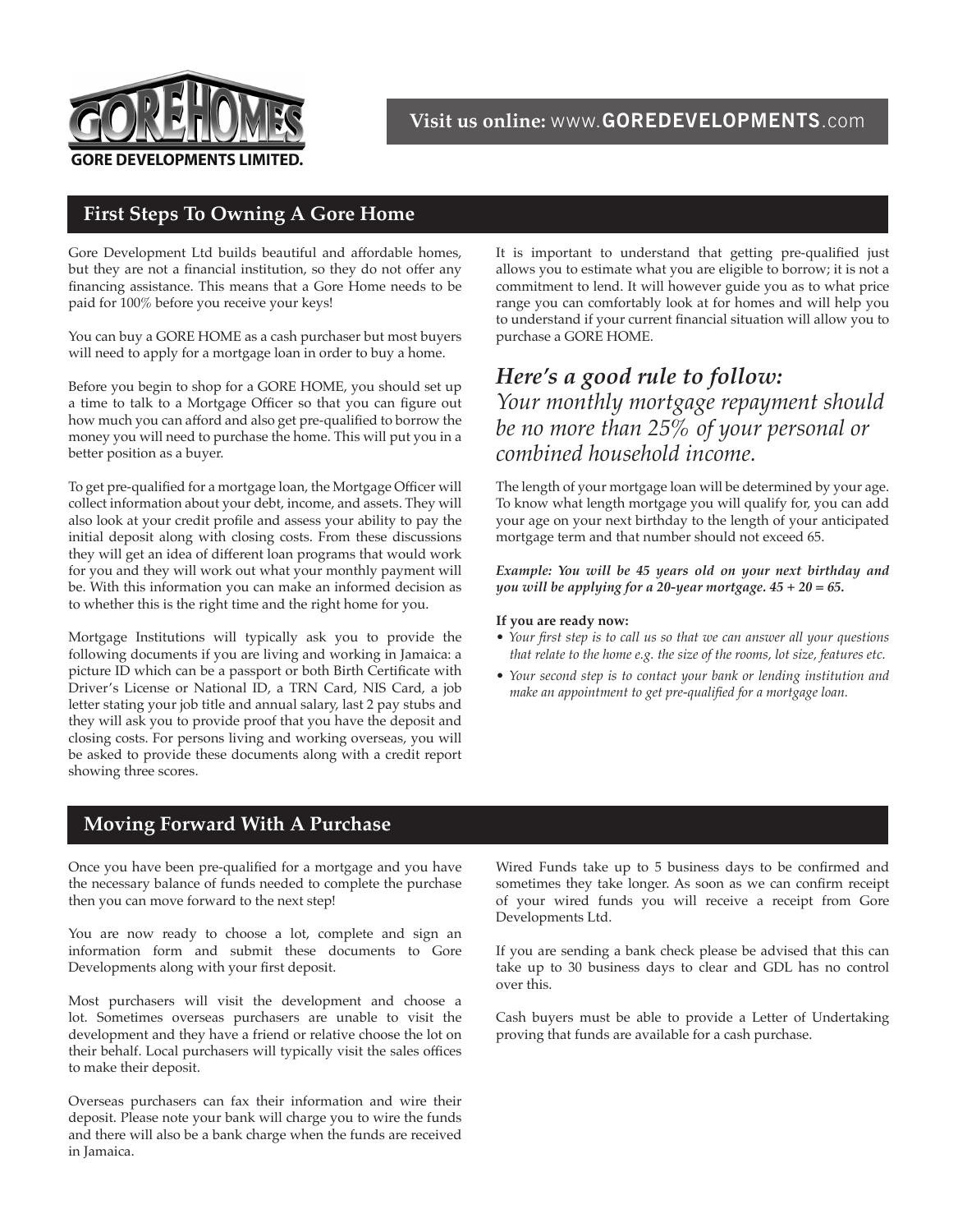**GORE HOMES**
**GORE DEVELOPMENTS LIMITED.**

**Visit us online:** www.**GOREDEVELOPMENTS**.com

## First Steps To Owning A Gore Home

Gore Development Ltd builds beautiful and affordable homes, but they are not a financial institution, so they do not offer any financing assistance. This means that a Gore Home needs to be paid for 100% before you receive your keys!

You can buy a GORE HOME as a cash purchaser but most buyers will need to apply for a mortgage loan in order to buy a home.

Before you begin to shop for a GORE HOME, you should set up a time to talk to a Mortgage Officer so that you can figure out how much you can afford and also get pre-qualified to borrow the money you will need to purchase the home. This will put you in a better position as a buyer.

To get pre-qualified for a mortgage loan, the Mortgage Officer will collect information about your debt, income, and assets. They will also look at your credit profile and assess your ability to pay the initial deposit along with closing costs. From these discussions they will get an idea of different loan programs that would work for you and they will work out what your monthly payment will be. With this information you can make an informed decision as to whether this is the right time and the right home for you.

Mortgage Institutions will typically ask you to provide the following documents if you are living and working in Jamaica: a picture ID which can be a passport or both Birth Certificate with Driver's License or National ID, a TRN Card, NIS Card, a job letter stating your job title and annual salary, last 2 pay stubs and they will ask you to provide proof that you have the deposit and closing costs. For persons living and working overseas, you will be asked to provide these documents along with a credit report showing three scores.

It is important to understand that getting pre-qualified just allows you to estimate what you are eligible to borrow; it is not a commitment to lend. It will however guide you as to what price range you can comfortably look at for homes and will help you to understand if your current financial situation will allow you to purchase a GORE HOME.

### *Here's a good rule to follow:*

*Your monthly mortgage repayment should be no more than 25% of your personal or combined household income.*

The length of your mortgage loan will be determined by your age. To know what length mortgage you will qualify for, you can add your age on your next birthday to the length of your anticipated mortgage term and that number should not exceed 65.

***Example: You will be 45 years old on your next birthday and you will be applying for a 20-year mortgage. 45 + 20 = 65.***

**If you are ready now:**

- *Your first step is to call us so that we can answer all your questions that relate to the home e.g. the size of the rooms, lot size, features etc.*
- *Your second step is to contact your bank or lending institution and make an appointment to get pre-qualified for a mortgage loan.*

## Moving Forward With A Purchase

Once you have been pre-qualified for a mortgage and you have the necessary balance of funds needed to complete the purchase then you can move forward to the next step!

You are now ready to choose a lot, complete and sign an information form and submit these documents to Gore Developments along with your first deposit.

Most purchasers will visit the development and choose a lot. Sometimes overseas purchasers are unable to visit the development and they have a friend or relative choose the lot on their behalf. Local purchasers will typically visit the sales offices to make their deposit.

Overseas purchasers can fax their information and wire their deposit. Please note your bank will charge you to wire the funds and there will also be a bank charge when the funds are received in Jamaica.

Wired Funds take up to 5 business days to be confirmed and sometimes they take longer. As soon as we can confirm receipt of your wired funds you will receive a receipt from Gore Developments Ltd.

If you are sending a bank check please be advised that this can take up to 30 business days to clear and GDL has no control over this.

Cash buyers must be able to provide a Letter of Undertaking proving that funds are available for a cash purchase.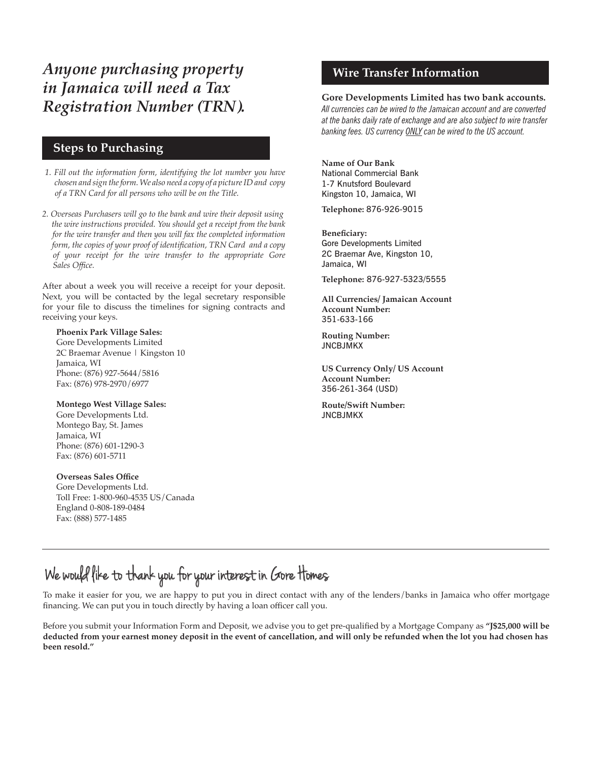*Anyone purchasing property in Jamaica will need a Tax Registration Number (TRN).*

## Steps to Purchasing

1. *Fill out the information form, identifying the lot number you have chosen and sign the form. We also need a copy of a picture ID and copy of a TRN Card for all persons who will be on the Title.*

2. *Overseas Purchasers will go to the bank and wire their deposit using the wire instructions provided. You should get a receipt from the bank for the wire transfer and then you will fax the completed information form, the copies of your proof of identification, TRN Card and a copy of your receipt for the wire transfer to the appropriate Gore Sales Office.*

After about a week you will receive a receipt for your deposit. Next, you will be contacted by the legal secretary responsible for your file to discuss the timelines for signing contracts and receiving your keys.

**Phoenix Park Village Sales:**
Gore Developments Limited
2C Braemar Avenue | Kingston 10
Jamaica, WI
Phone: (876) 927-5644/5816
Fax: (876) 978-2970/6977

**Montego West Village Sales:**
Gore Developments Ltd.
Montego Bay, St. James
Jamaica, WI
Phone: (876) 601-1290-3
Fax: (876) 601-5711

**Overseas Sales Office**
Gore Developments Ltd.
Toll Free: 1-800-960-4535 US/Canada
England 0-808-189-0484
Fax: (888) 577-1485

## Wire Transfer Information

**Gore Developments Limited has two bank accounts.**
*All currencies can be wired to the Jamaican account and are converted at the banks daily rate of exchange and are also subject to wire transfer banking fees. US currency ONLY can be wired to the US account.*

**Name of Our Bank**
National Commercial Bank
1-7 Knutsford Boulevard
Kingston 10, Jamaica, WI

**Telephone:** 876-926-9015

**Beneficiary:**
Gore Developments Limited
2C Braemar Ave, Kingston 10,
Jamaica, WI

**Telephone:** 876-927-5323/5555

**All Currencies/ Jamaican Account**
**Account Number:**
351-633-166

**Routing Number:**
JNCBJMKX

**US Currency Only/ US Account**
**Account Number:**
356-261-364 (USD)

**Route/Swift Number:**
JNCBJMKX

---

## We would like to thank you for your interest in Gore Homes

To make it easier for you, we are happy to put you in direct contact with any of the lenders/banks in Jamaica who offer mortgage financing. We can put you in touch directly by having a loan officer call you.

Before you submit your Information Form and Deposit, we advise you to get pre-qualified by a Mortgage Company as **"J$25,000 will be deducted from your earnest money deposit in the event of cancellation, and will only be refunded when the lot you had chosen has been resold."**